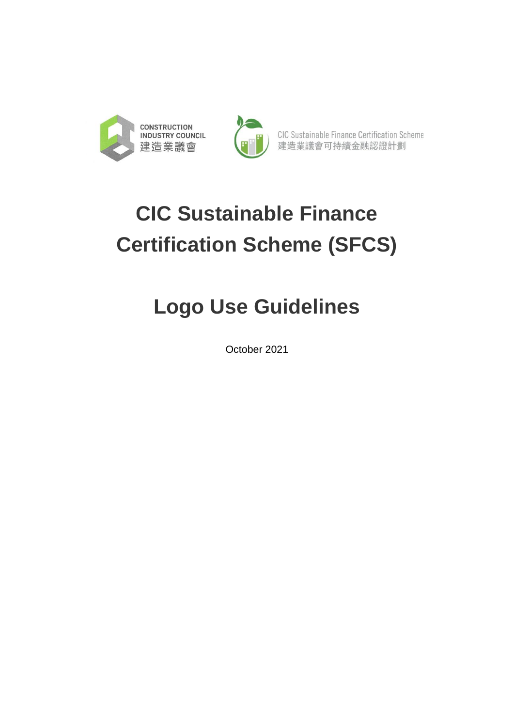CONSTRUCTION INDUSTRY COUNCIL
建造業議會

CIC Sustainable Finance Certification Scheme
建造業議會可持續金融認證計劃

# CIC Sustainable Finance Certification Scheme (SFCS)

# Logo Use Guidelines

October 2021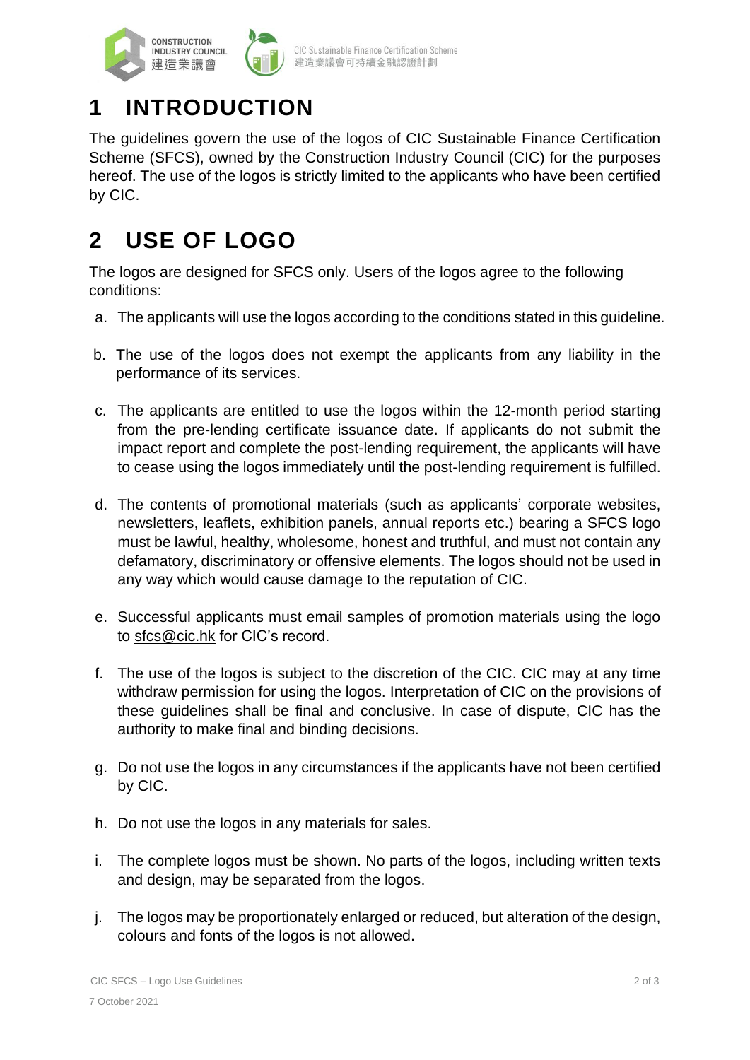# 1 INTRODUCTION

The guidelines govern the use of the logos of CIC Sustainable Finance Certification Scheme (SFCS), owned by the Construction Industry Council (CIC) for the purposes hereof. The use of the logos is strictly limited to the applicants who have been certified by CIC.

# 2 USE OF LOGO

The logos are designed for SFCS only. Users of the logos agree to the following conditions:

a. The applicants will use the logos according to the conditions stated in this guideline.

b. The use of the logos does not exempt the applicants from any liability in the performance of its services.

c. The applicants are entitled to use the logos within the 12-month period starting from the pre-lending certificate issuance date. If applicants do not submit the impact report and complete the post-lending requirement, the applicants will have to cease using the logos immediately until the post-lending requirement is fulfilled.

d. The contents of promotional materials (such as applicants' corporate websites, newsletters, leaflets, exhibition panels, annual reports etc.) bearing a SFCS logo must be lawful, healthy, wholesome, honest and truthful, and must not contain any defamatory, discriminatory or offensive elements. The logos should not be used in any way which would cause damage to the reputation of CIC.

e. Successful applicants must email samples of promotion materials using the logo to sfcs@cic.hk for CIC's record.

f. The use of the logos is subject to the discretion of the CIC. CIC may at any time withdraw permission for using the logos. Interpretation of CIC on the provisions of these guidelines shall be final and conclusive. In case of dispute, CIC has the authority to make final and binding decisions.

g. Do not use the logos in any circumstances if the applicants have not been certified by CIC.

h. Do not use the logos in any materials for sales.

i. The complete logos must be shown. No parts of the logos, including written texts and design, may be separated from the logos.

j. The logos may be proportionately enlarged or reduced, but alteration of the design, colours and fonts of the logos is not allowed.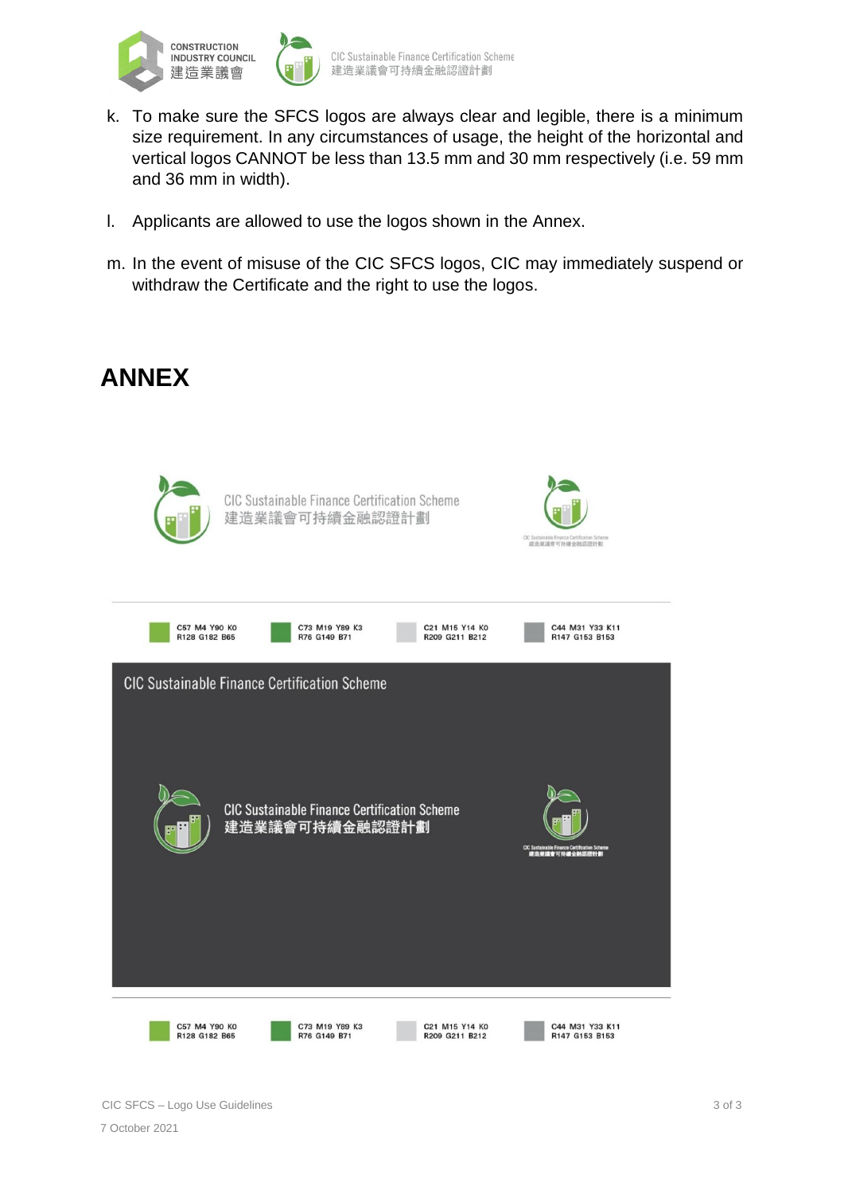k. To make sure the SFCS logos are always clear and legible, there is a minimum size requirement. In any circumstances of usage, the height of the horizontal and vertical logos CANNOT be less than 13.5 mm and 30 mm respectively (i.e. 59 mm and 36 mm in width).

l. Applicants are allowed to use the logos shown in the Annex.

m. In the event of misuse of the CIC SFCS logos, CIC may immediately suspend or withdraw the Certificate and the right to use the logos.

# ANNEX

CIC Sustainable Finance Certification Scheme
建造業議會可持續金融認證計劃

CIC Sustainable Finance Certification Scheme
建造業議會可持續金融認證計劃

C57 M4 Y90 K0
R128 G182 B65

C73 M19 Y89 K3
R76 G149 B71

C21 M15 Y14 K0
R209 G211 B212

C44 M31 Y33 K11
R147 G153 B153

CIC Sustainable Finance Certification Scheme

CIC Sustainable Finance Certification Scheme
建造業議會可持續金融認證計劃

CIC Sustainable Finance Certification Scheme
建造業議會可持續金融認證計劃

C57 M4 Y90 K0
R128 G182 B65

C73 M19 Y89 K3
R76 G149 B71

C21 M15 Y14 K0
R209 G211 B212

C44 M31 Y33 K11
R147 G153 B153